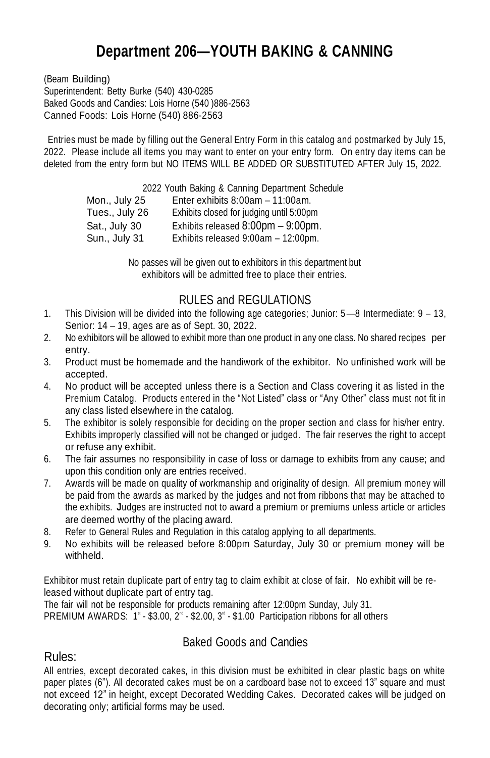# Department 206—YOUTH BAKING & CANNING

(Beam Building)
Superintendent: Betty Burke (540) 430-0285
Baked Goods and Candies: Lois Horne (540 )886-2563
Canned Foods: Lois Horne (540) 886-2563

Entries must be made by filling out the General Entry Form in this catalog and postmarked by July 15, 2022. Please include all items you may want to enter on your entry form. On entry day items can be deleted from the entry form but NO ITEMS WILL BE ADDED OR SUBSTITUTED AFTER July 15, 2022.

2022 Youth Baking & Canning Department Schedule

| | |
|---|---|
| Mon., July 25 | Enter exhibits 8:00am – 11:00am. |
| Tues., July 26 | Exhibits closed for judging until 5:00pm |
| Sat., July 30 | Exhibits released 8:00pm – 9:00pm. |
| Sun., July 31 | Exhibits released 9:00am – 12:00pm. |

No passes will be given out to exhibitors in this department but exhibitors will be admitted free to place their entries.

## RULES and REGULATIONS

1. This Division will be divided into the following age categories; Junior: 5—8 Intermediate: 9 – 13, Senior: 14 – 19, ages are as of Sept. 30, 2022.
2. No exhibitors will be allowed to exhibit more than one product in any one class. No shared recipes per entry.
3. Product must be homemade and the handiwork of the exhibitor. No unfinished work will be accepted.
4. No product will be accepted unless there is a Section and Class covering it as listed in the Premium Catalog. Products entered in the "Not Listed" class or "Any Other" class must not fit in any class listed elsewhere in the catalog.
5. The exhibitor is solely responsible for deciding on the proper section and class for his/her entry. Exhibits improperly classified will not be changed or judged. The fair reserves the right to accept or refuse any exhibit.
6. The fair assumes no responsibility in case of loss or damage to exhibits from any cause; and upon this condition only are entries received.
7. Awards will be made on quality of workmanship and originality of design. All premium money will be paid from the awards as marked by the judges and not from ribbons that may be attached to the exhibits. **J**udges are instructed not to award a premium or premiums unless article or articles are deemed worthy of the placing award.
8. Refer to General Rules and Regulation in this catalog applying to all departments.
9. No exhibits will be released before 8:00pm Saturday, July 30 or premium money will be withheld.

Exhibitor must retain duplicate part of entry tag to claim exhibit at close of fair. No exhibit will be released without duplicate part of entry tag.
The fair will not be responsible for products remaining after 12:00pm Sunday, July 31.
PREMIUM AWARDS: 1st - $3.00, 2nd - $2.00, 3rd - $1.00 Participation ribbons for all others

## Baked Goods and Candies

### Rules:

All entries, except decorated cakes, in this division must be exhibited in clear plastic bags on white paper plates (6"). All decorated cakes must be on a cardboard base not to exceed 13" square and must not exceed 12" in height, except Decorated Wedding Cakes. Decorated cakes will be judged on decorating only; artificial forms may be used.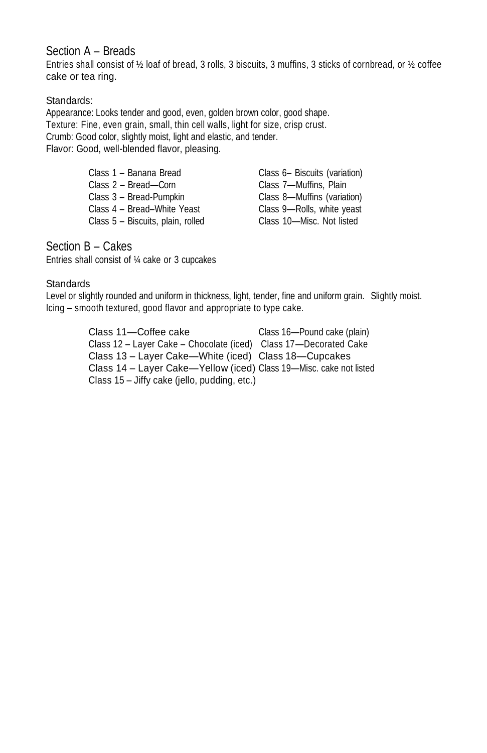## Section A – Breads

Entries shall consist of ½ loaf of bread, 3 rolls, 3 biscuits, 3 muffins, 3 sticks of cornbread, or ½ coffee cake or tea ring.

Standards:

Appearance: Looks tender and good, even, golden brown color, good shape.
Texture: Fine, even grain, small, thin cell walls, light for size, crisp crust.
Crumb: Good color, slightly moist, light and elastic, and tender.
Flavor: Good, well-blended flavor, pleasing.

- Class 1 – Banana Bread
- Class 2 – Bread—Corn
- Class 3 – Bread-Pumpkin
- Class 4 – Bread–White Yeast
- Class 5 – Biscuits, plain, rolled
- Class 6– Biscuits (variation)
- Class 7—Muffins, Plain
- Class 8—Muffins (variation)
- Class 9—Rolls, white yeast
- Class 10—Misc. Not listed

## Section B – Cakes

Entries shall consist of ¼ cake or 3 cupcakes

Standards

Level or slightly rounded and uniform in thickness, light, tender, fine and uniform grain. Slightly moist.
Icing – smooth textured, good flavor and appropriate to type cake.

- Class 11—Coffee cake
- Class 12 – Layer Cake – Chocolate (iced)
- Class 13 – Layer Cake—White (iced)
- Class 14 – Layer Cake—Yellow (iced)
- Class 15 – Jiffy cake (jello, pudding, etc.)
- Class 16—Pound cake (plain)
- Class 17—Decorated Cake
- Class 18—Cupcakes
- Class 19—Misc. cake not listed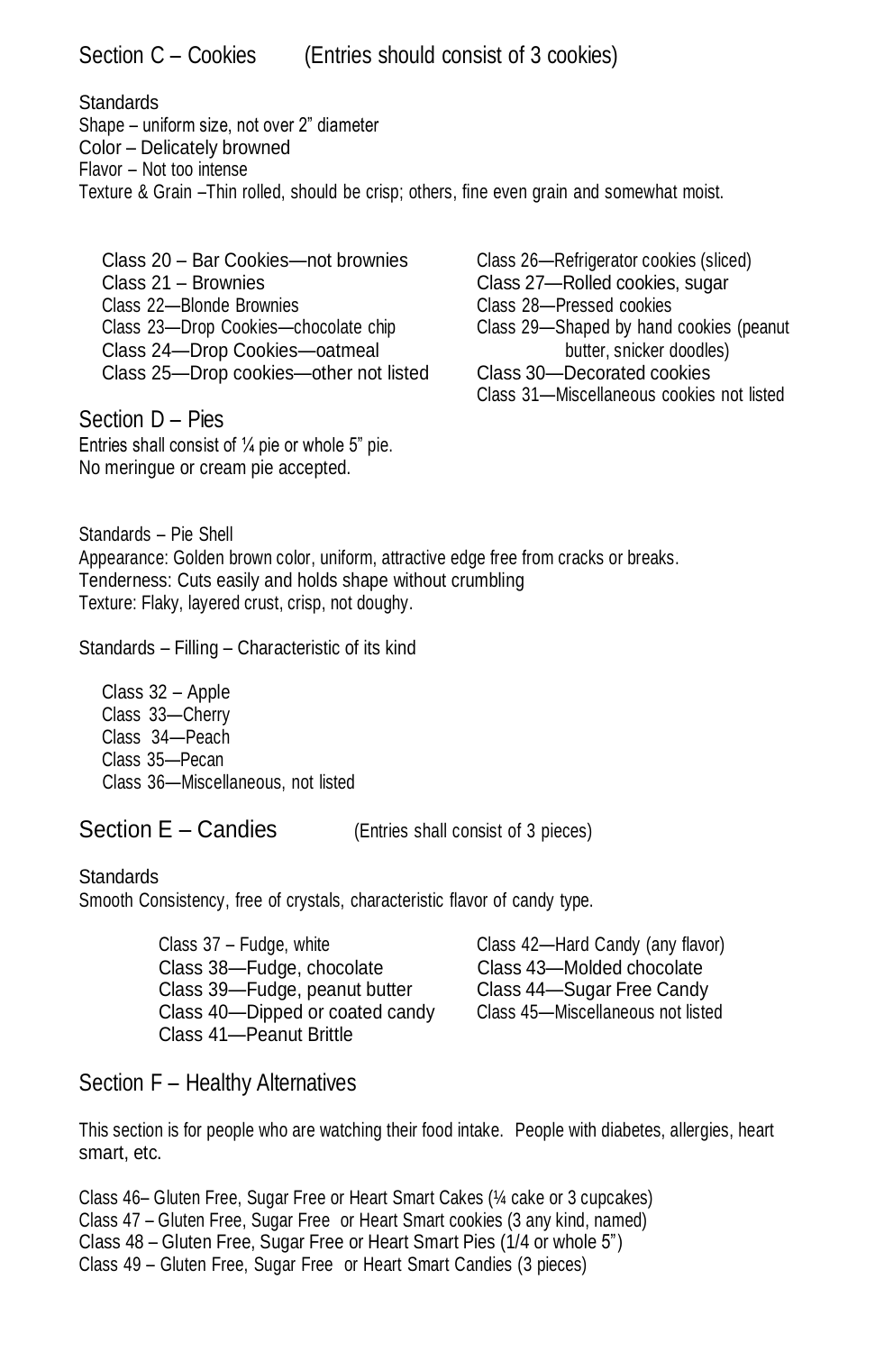## Section C – Cookies (Entries should consist of 3 cookies)

Standards
Shape – uniform size, not over 2" diameter
Color – Delicately browned
Flavor – Not too intense
Texture & Grain –Thin rolled, should be crisp; others, fine even grain and somewhat moist.

- Class 20 – Bar Cookies—not brownies
- Class 21 – Brownies
- Class 22—Blonde Brownies
- Class 23—Drop Cookies—chocolate chip
- Class 24—Drop Cookies—oatmeal
- Class 25—Drop cookies—other not listed
- Class 26—Refrigerator cookies (sliced)
- Class 27—Rolled cookies, sugar
- Class 28—Pressed cookies
- Class 29—Shaped by hand cookies (peanut butter, snicker doodles)
- Class 30—Decorated cookies
- Class 31—Miscellaneous cookies not listed

## Section D – Pies

Entries shall consist of ¼ pie or whole 5" pie.
No meringue or cream pie accepted.

Standards – Pie Shell
Appearance: Golden brown color, uniform, attractive edge free from cracks or breaks.
Tenderness: Cuts easily and holds shape without crumbling
Texture: Flaky, layered crust, crisp, not doughy.

Standards – Filling – Characteristic of its kind

- Class 32 – Apple
- Class 33—Cherry
- Class 34—Peach
- Class 35—Pecan
- Class 36—Miscellaneous, not listed

## Section E – Candies (Entries shall consist of 3 pieces)

Standards
Smooth Consistency, free of crystals, characteristic flavor of candy type.

- Class 37 – Fudge, white
- Class 38—Fudge, chocolate
- Class 39—Fudge, peanut butter
- Class 40—Dipped or coated candy
- Class 41—Peanut Brittle
- Class 42—Hard Candy (any flavor)
- Class 43—Molded chocolate
- Class 44—Sugar Free Candy
- Class 45—Miscellaneous not listed

## Section F – Healthy Alternatives

This section is for people who are watching their food intake. People with diabetes, allergies, heart smart, etc.

- Class 46– Gluten Free, Sugar Free or Heart Smart Cakes (¼ cake or 3 cupcakes)
- Class 47 – Gluten Free, Sugar Free or Heart Smart cookies (3 any kind, named)
- Class 48 – Gluten Free, Sugar Free or Heart Smart Pies (1/4 or whole 5")
- Class 49 – Gluten Free, Sugar Free or Heart Smart Candies (3 pieces)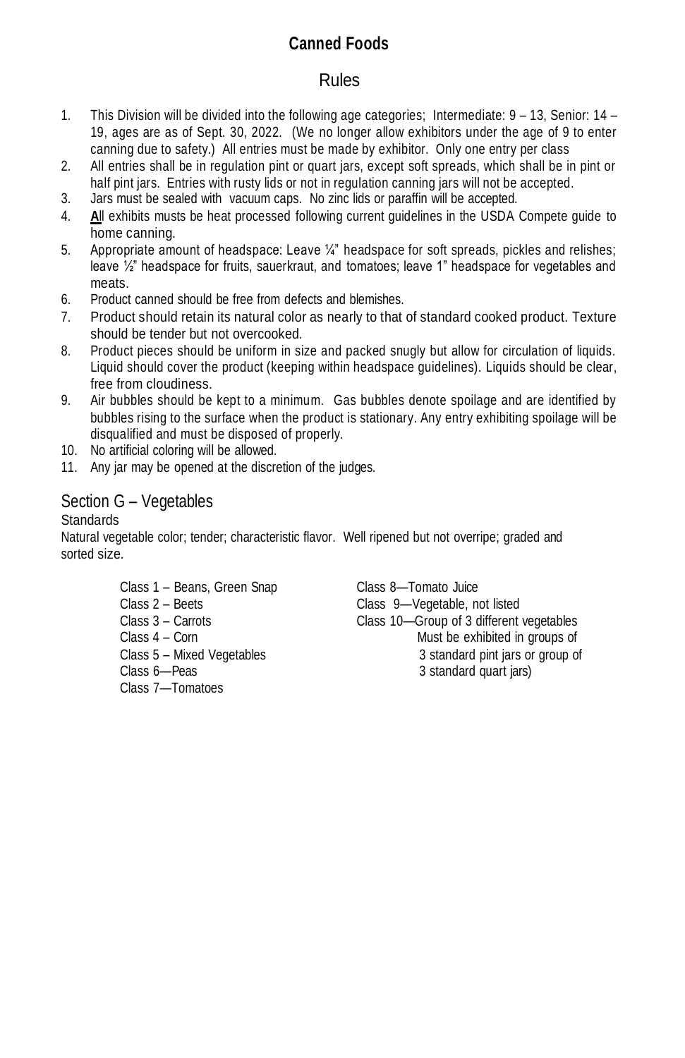## Canned Foods

### Rules

1. This Division will be divided into the following age categories; Intermediate: 9 – 13, Senior: 14 – 19, ages are as of Sept. 30, 2022. (We no longer allow exhibitors under the age of 9 to enter canning due to safety.) All entries must be made by exhibitor. Only one entry per class
2. All entries shall be in regulation pint or quart jars, except soft spreads, which shall be in pint or half pint jars. Entries with rusty lids or not in regulation canning jars will not be accepted.
3. Jars must be sealed with vacuum caps. No zinc lids or paraffin will be accepted.
4. **A**ll exhibits musts be heat processed following current guidelines in the USDA Compete guide to home canning.
5. Appropriate amount of headspace: Leave ¼" headspace for soft spreads, pickles and relishes; leave ½" headspace for fruits, sauerkraut, and tomatoes; leave 1" headspace for vegetables and meats.
6. Product canned should be free from defects and blemishes.
7. Product should retain its natural color as nearly to that of standard cooked product. Texture should be tender but not overcooked.
8. Product pieces should be uniform in size and packed snugly but allow for circulation of liquids. Liquid should cover the product (keeping within headspace guidelines). Liquids should be clear, free from cloudiness.
9. Air bubbles should be kept to a minimum. Gas bubbles denote spoilage and are identified by bubbles rising to the surface when the product is stationary. Any entry exhibiting spoilage will be disqualified and must be disposed of properly.
10. No artificial coloring will be allowed.
11. Any jar may be opened at the discretion of the judges.

### Section G – Vegetables

Standards

Natural vegetable color; tender; characteristic flavor. Well ripened but not overripe; graded and sorted size.

- Class 1 – Beans, Green Snap
- Class 2 – Beets
- Class 3 – Carrots
- Class 4 – Corn
- Class 5 – Mixed Vegetables
- Class 6—Peas
- Class 7—Tomatoes
- Class 8—Tomato Juice
- Class 9—Vegetable, not listed
- Class 10—Group of 3 different vegetables Must be exhibited in groups of 3 standard pint jars or group of 3 standard quart jars)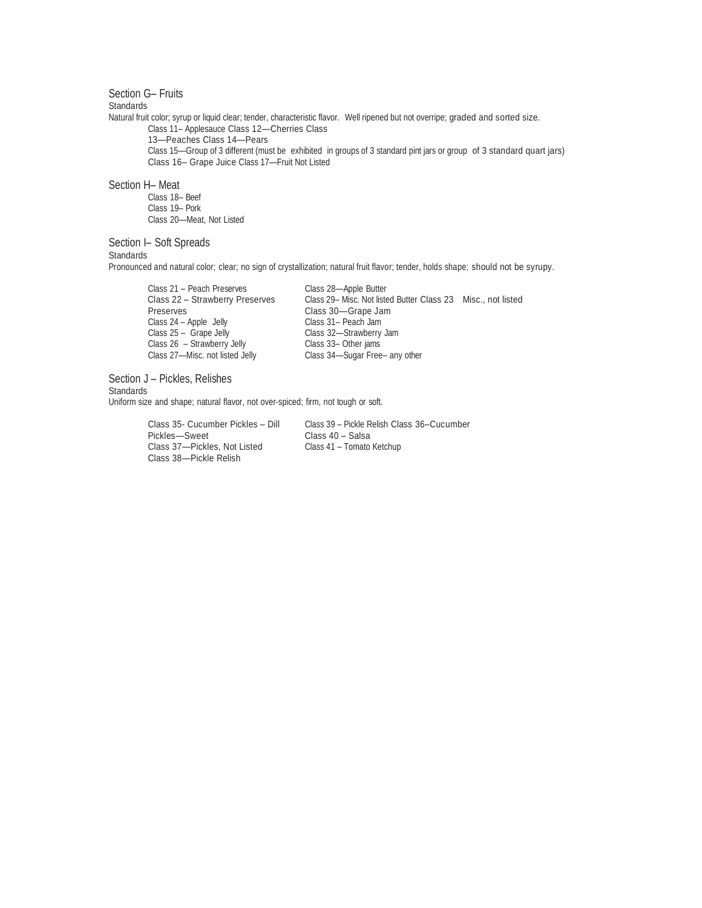## Section G– Fruits

Standards

Natural fruit color; syrup or liquid clear; tender, characteristic flavor. Well ripened but not overripe; graded and sorted size.

Class 11– Applesauce Class 12—Cherries Class 13—Peaches Class 14—Pears

Class 15—Group of 3 different (must be exhibited in groups of 3 standard pint jars or group of 3 standard quart jars)

Class 16– Grape Juice Class 17—Fruit Not Listed

## Section H– Meat

Class 18– Beef

Class 19– Pork

Class 20—Meat, Not Listed

## Section I– Soft Spreads

Standards

Pronounced and natural color; clear; no sign of crystallization; natural fruit flavor; tender, holds shape; should not be syrupy.

Class 21 – Peach Preserves

Class 22 – Strawberry Preserves

Class 23 Misc., not listed Preserves

Class 24 – Apple Jelly

Class 25 – Grape Jelly

Class 26 – Strawberry Jelly

Class 27—Misc. not listed Jelly

Class 28—Apple Butter

Class 29– Misc. Not listed Butter

Class 30—Grape Jam

Class 31– Peach Jam

Class 32—Strawberry Jam

Class 33– Other jams

Class 34—Sugar Free– any other

## Section J – Pickles, Relishes

Standards

Uniform size and shape; natural flavor, not over-spiced; firm, not tough or soft.

Class 35- Cucumber Pickles – Dill

Class 36–Cucumber Pickles—Sweet

Class 37—Pickles, Not Listed

Class 38—Pickle Relish

Class 39 – Pickle Relish

Class 40 – Salsa

Class 41 – Tomato Ketchup